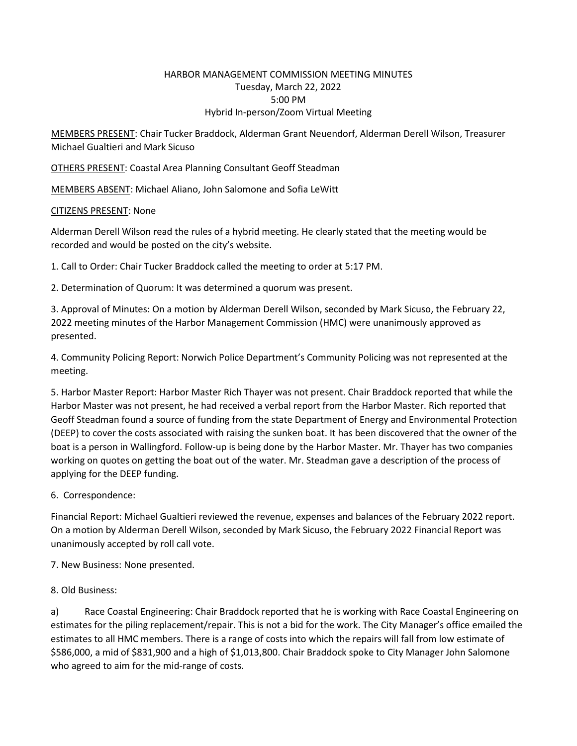# HARBOR MANAGEMENT COMMISSION MEETING MINUTES
Tuesday, March 22, 2022
5:00 PM
Hybrid In-person/Zoom Virtual Meeting

MEMBERS PRESENT: Chair Tucker Braddock, Alderman Grant Neuendorf, Alderman Derell Wilson, Treasurer Michael Gualtieri and Mark Sicuso

OTHERS PRESENT: Coastal Area Planning Consultant Geoff Steadman

MEMBERS ABSENT: Michael Aliano, John Salomone and Sofia LeWitt

CITIZENS PRESENT: None

Alderman Derell Wilson read the rules of a hybrid meeting. He clearly stated that the meeting would be recorded and would be posted on the city's website.

1. Call to Order: Chair Tucker Braddock called the meeting to order at 5:17 PM.

2. Determination of Quorum: It was determined a quorum was present.

3. Approval of Minutes: On a motion by Alderman Derell Wilson, seconded by Mark Sicuso, the February 22, 2022 meeting minutes of the Harbor Management Commission (HMC) were unanimously approved as presented.

4. Community Policing Report: Norwich Police Department's Community Policing was not represented at the meeting.

5. Harbor Master Report: Harbor Master Rich Thayer was not present. Chair Braddock reported that while the Harbor Master was not present, he had received a verbal report from the Harbor Master. Rich reported that Geoff Steadman found a source of funding from the state Department of Energy and Environmental Protection (DEEP) to cover the costs associated with raising the sunken boat. It has been discovered that the owner of the boat is a person in Wallingford. Follow-up is being done by the Harbor Master. Mr. Thayer has two companies working on quotes on getting the boat out of the water. Mr. Steadman gave a description of the process of applying for the DEEP funding.

6. Correspondence:

Financial Report: Michael Gualtieri reviewed the revenue, expenses and balances of the February 2022 report. On a motion by Alderman Derell Wilson, seconded by Mark Sicuso, the February 2022 Financial Report was unanimously accepted by roll call vote.

7. New Business: None presented.

8. Old Business:

a) Race Coastal Engineering: Chair Braddock reported that he is working with Race Coastal Engineering on estimates for the piling replacement/repair. This is not a bid for the work. The City Manager's office emailed the estimates to all HMC members. There is a range of costs into which the repairs will fall from low estimate of $586,000, a mid of $831,900 and a high of $1,013,800. Chair Braddock spoke to City Manager John Salomone who agreed to aim for the mid-range of costs.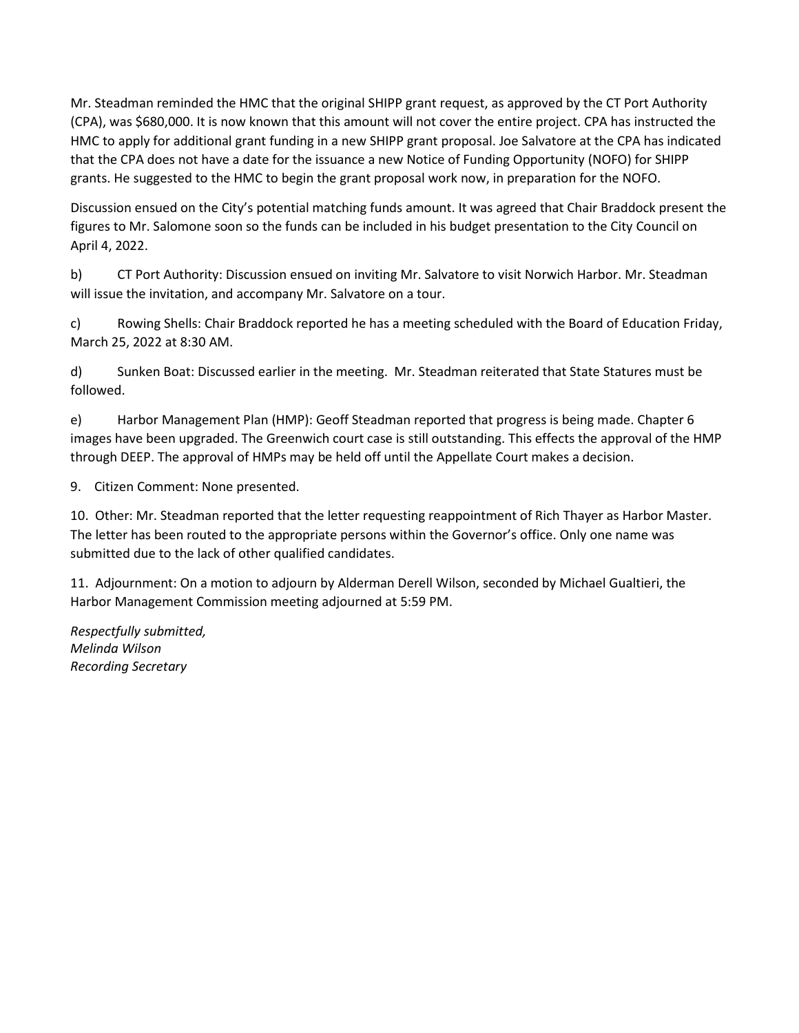Mr. Steadman reminded the HMC that the original SHIPP grant request, as approved by the CT Port Authority (CPA), was $680,000. It is now known that this amount will not cover the entire project. CPA has instructed the HMC to apply for additional grant funding in a new SHIPP grant proposal. Joe Salvatore at the CPA has indicated that the CPA does not have a date for the issuance a new Notice of Funding Opportunity (NOFO) for SHIPP grants. He suggested to the HMC to begin the grant proposal work now, in preparation for the NOFO.

Discussion ensued on the City's potential matching funds amount. It was agreed that Chair Braddock present the figures to Mr. Salomone soon so the funds can be included in his budget presentation to the City Council on April 4, 2022.

b) CT Port Authority: Discussion ensued on inviting Mr. Salvatore to visit Norwich Harbor. Mr. Steadman will issue the invitation, and accompany Mr. Salvatore on a tour.

c) Rowing Shells: Chair Braddock reported he has a meeting scheduled with the Board of Education Friday, March 25, 2022 at 8:30 AM.

d) Sunken Boat: Discussed earlier in the meeting. Mr. Steadman reiterated that State Statures must be followed.

e) Harbor Management Plan (HMP): Geoff Steadman reported that progress is being made. Chapter 6 images have been upgraded. The Greenwich court case is still outstanding. This effects the approval of the HMP through DEEP. The approval of HMPs may be held off until the Appellate Court makes a decision.

9. Citizen Comment: None presented.

10. Other: Mr. Steadman reported that the letter requesting reappointment of Rich Thayer as Harbor Master. The letter has been routed to the appropriate persons within the Governor's office. Only one name was submitted due to the lack of other qualified candidates.

11. Adjournment: On a motion to adjourn by Alderman Derell Wilson, seconded by Michael Gualtieri, the Harbor Management Commission meeting adjourned at 5:59 PM.

*Respectfully submitted,*
*Melinda Wilson*
*Recording Secretary*